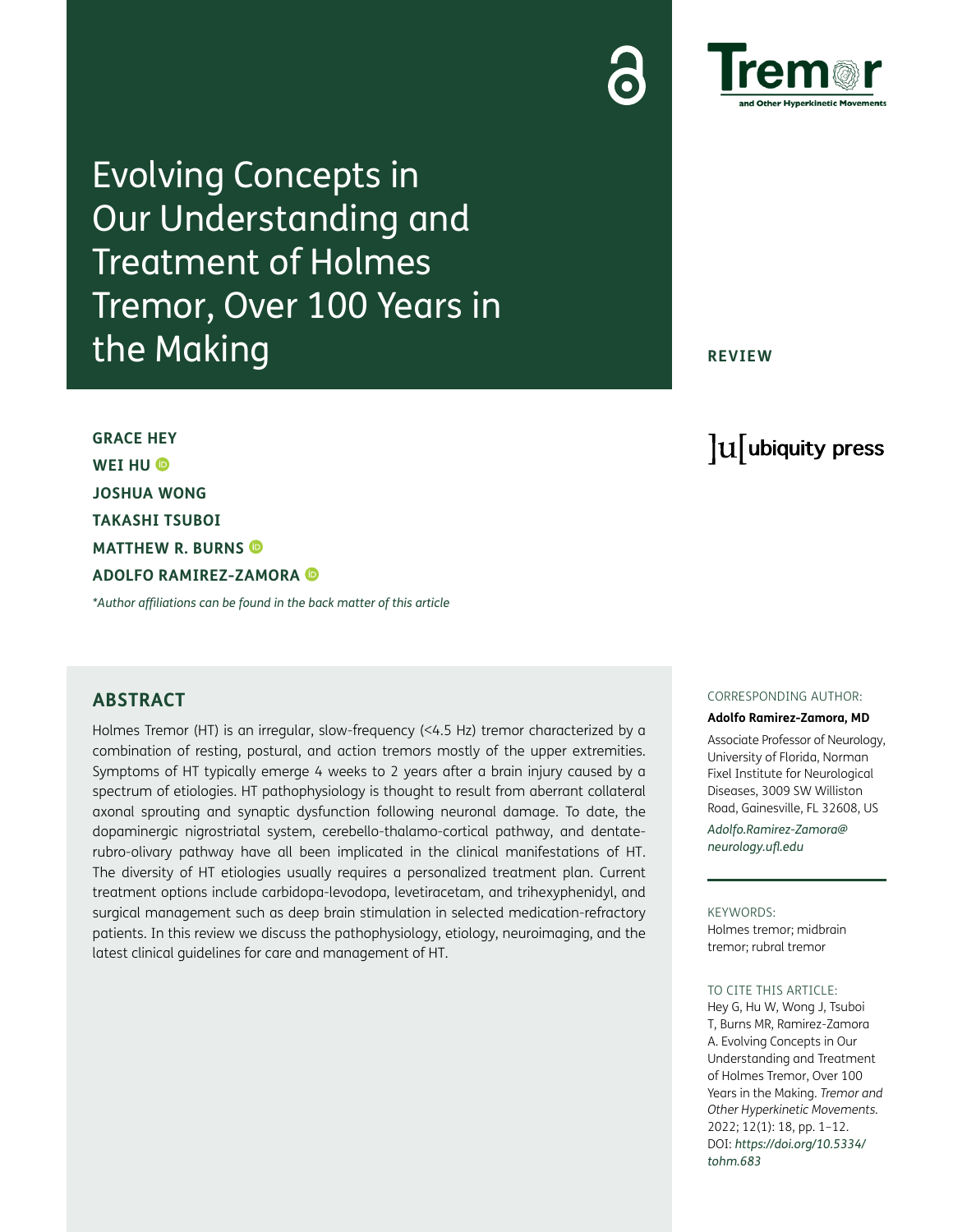# Evolving Concepts in Our Understanding and Treatment of Holmes Tremor, Over 100 Years in the Making

**REVIEW**

**GRACE HEY**
**WEI HU**
**JOSHUA WONG**
**TAKASHI TSUBOI**
**MATTHEW R. BURNS**
**ADOLFO RAMIREZ-ZAMORA**

*Author affiliations can be found in the back matter of this article*

## ABSTRACT

Holmes Tremor (HT) is an irregular, slow-frequency (<4.5 Hz) tremor characterized by a combination of resting, postural, and action tremors mostly of the upper extremities. Symptoms of HT typically emerge 4 weeks to 2 years after a brain injury caused by a spectrum of etiologies. HT pathophysiology is thought to result from aberrant collateral axonal sprouting and synaptic dysfunction following neuronal damage. To date, the dopaminergic nigrostriatal system, cerebello-thalamo-cortical pathway, and dentate-rubro-olivary pathway have all been implicated in the clinical manifestations of HT. The diversity of HT etiologies usually requires a personalized treatment plan. Current treatment options include carbidopa-levodopa, levetiracetam, and trihexyphenidyl, and surgical management such as deep brain stimulation in selected medication-refractory patients. In this review we discuss the pathophysiology, etiology, neuroimaging, and the latest clinical guidelines for care and management of HT.

CORRESPONDING AUTHOR:

**Adolfo Ramirez-Zamora, MD**

Associate Professor of Neurology, University of Florida, Norman Fixel Institute for Neurological Diseases, 3009 SW Williston Road, Gainesville, FL 32608, US

*Adolfo.Ramirez-Zamora@neurology.ufl.edu*

KEYWORDS:

Holmes tremor; midbrain tremor; rubral tremor

TO CITE THIS ARTICLE:

Hey G, Hu W, Wong J, Tsuboi T, Burns MR, Ramirez-Zamora A. Evolving Concepts in Our Understanding and Treatment of Holmes Tremor, Over 100 Years in the Making. *Tremor and Other Hyperkinetic Movements.* 2022; 12(1): 18, pp. 1–12. DOI: *https://doi.org/10.5334/tohm.683*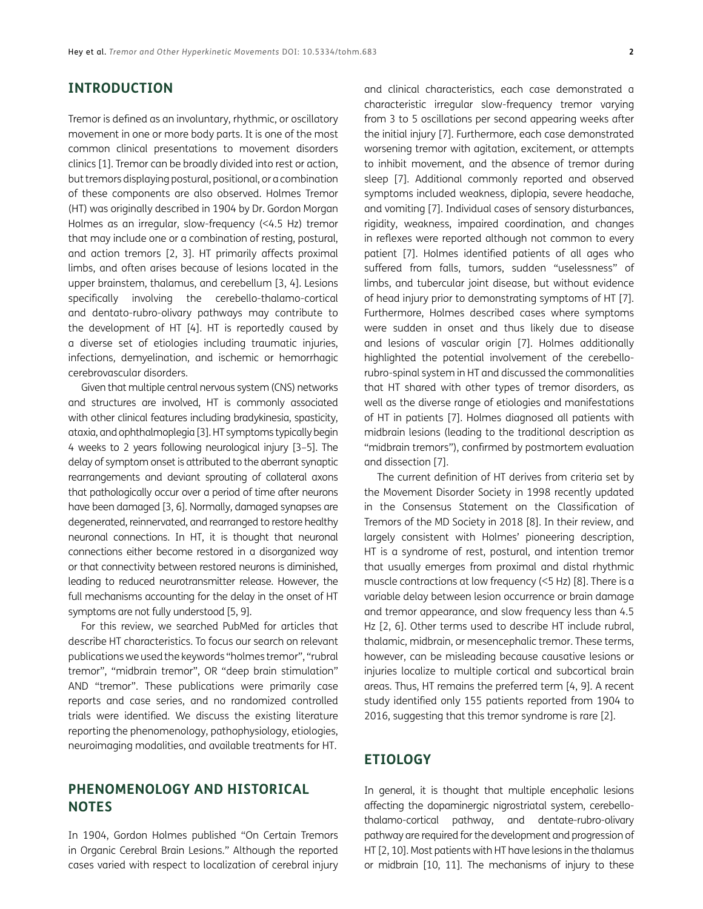## INTRODUCTION

Tremor is defined as an involuntary, rhythmic, or oscillatory movement in one or more body parts. It is one of the most common clinical presentations to movement disorders clinics [1]. Tremor can be broadly divided into rest or action, but tremors displaying postural, positional, or a combination of these components are also observed. Holmes Tremor (HT) was originally described in 1904 by Dr. Gordon Morgan Holmes as an irregular, slow-frequency (<4.5 Hz) tremor that may include one or a combination of resting, postural, and action tremors [2, 3]. HT primarily affects proximal limbs, and often arises because of lesions located in the upper brainstem, thalamus, and cerebellum [3, 4]. Lesions specifically involving the cerebello-thalamo-cortical and dentato-rubro-olivary pathways may contribute to the development of HT [4]. HT is reportedly caused by a diverse set of etiologies including traumatic injuries, infections, demyelination, and ischemic or hemorrhagic cerebrovascular disorders.

Given that multiple central nervous system (CNS) networks and structures are involved, HT is commonly associated with other clinical features including bradykinesia, spasticity, ataxia, and ophthalmoplegia [3]. HT symptoms typically begin 4 weeks to 2 years following neurological injury [3–5]. The delay of symptom onset is attributed to the aberrant synaptic rearrangements and deviant sprouting of collateral axons that pathologically occur over a period of time after neurons have been damaged [3, 6]. Normally, damaged synapses are degenerated, reinnervated, and rearranged to restore healthy neuronal connections. In HT, it is thought that neuronal connections either become restored in a disorganized way or that connectivity between restored neurons is diminished, leading to reduced neurotransmitter release. However, the full mechanisms accounting for the delay in the onset of HT symptoms are not fully understood [5, 9].

For this review, we searched PubMed for articles that describe HT characteristics. To focus our search on relevant publications we used the keywords "holmes tremor", "rubral tremor", "midbrain tremor", OR "deep brain stimulation" AND "tremor". These publications were primarily case reports and case series, and no randomized controlled trials were identified. We discuss the existing literature reporting the phenomenology, pathophysiology, etiologies, neuroimaging modalities, and available treatments for HT.

## PHENOMENOLOGY AND HISTORICAL NOTES

In 1904, Gordon Holmes published "On Certain Tremors in Organic Cerebral Brain Lesions." Although the reported cases varied with respect to localization of cerebral injury and clinical characteristics, each case demonstrated a characteristic irregular slow-frequency tremor varying from 3 to 5 oscillations per second appearing weeks after the initial injury [7]. Furthermore, each case demonstrated worsening tremor with agitation, excitement, or attempts to inhibit movement, and the absence of tremor during sleep [7]. Additional commonly reported and observed symptoms included weakness, diplopia, severe headache, and vomiting [7]. Individual cases of sensory disturbances, rigidity, weakness, impaired coordination, and changes in reflexes were reported although not common to every patient [7]. Holmes identified patients of all ages who suffered from falls, tumors, sudden "uselessness" of limbs, and tubercular joint disease, but without evidence of head injury prior to demonstrating symptoms of HT [7]. Furthermore, Holmes described cases where symptoms were sudden in onset and thus likely due to disease and lesions of vascular origin [7]. Holmes additionally highlighted the potential involvement of the cerebello-rubro-spinal system in HT and discussed the commonalities that HT shared with other types of tremor disorders, as well as the diverse range of etiologies and manifestations of HT in patients [7]. Holmes diagnosed all patients with midbrain lesions (leading to the traditional description as "midbrain tremors"), confirmed by postmortem evaluation and dissection [7].

The current definition of HT derives from criteria set by the Movement Disorder Society in 1998 recently updated in the Consensus Statement on the Classification of Tremors of the MD Society in 2018 [8]. In their review, and largely consistent with Holmes' pioneering description, HT is a syndrome of rest, postural, and intention tremor that usually emerges from proximal and distal rhythmic muscle contractions at low frequency (<5 Hz) [8]. There is a variable delay between lesion occurrence or brain damage and tremor appearance, and slow frequency less than 4.5 Hz [2, 6]. Other terms used to describe HT include rubral, thalamic, midbrain, or mesencephalic tremor. These terms, however, can be misleading because causative lesions or injuries localize to multiple cortical and subcortical brain areas. Thus, HT remains the preferred term [4, 9]. A recent study identified only 155 patients reported from 1904 to 2016, suggesting that this tremor syndrome is rare [2].

## ETIOLOGY

In general, it is thought that multiple encephalic lesions affecting the dopaminergic nigrostriatal system, cerebello-thalamo-cortical pathway, and dentate-rubro-olivary pathway are required for the development and progression of HT [2, 10]. Most patients with HT have lesions in the thalamus or midbrain [10, 11]. The mechanisms of injury to these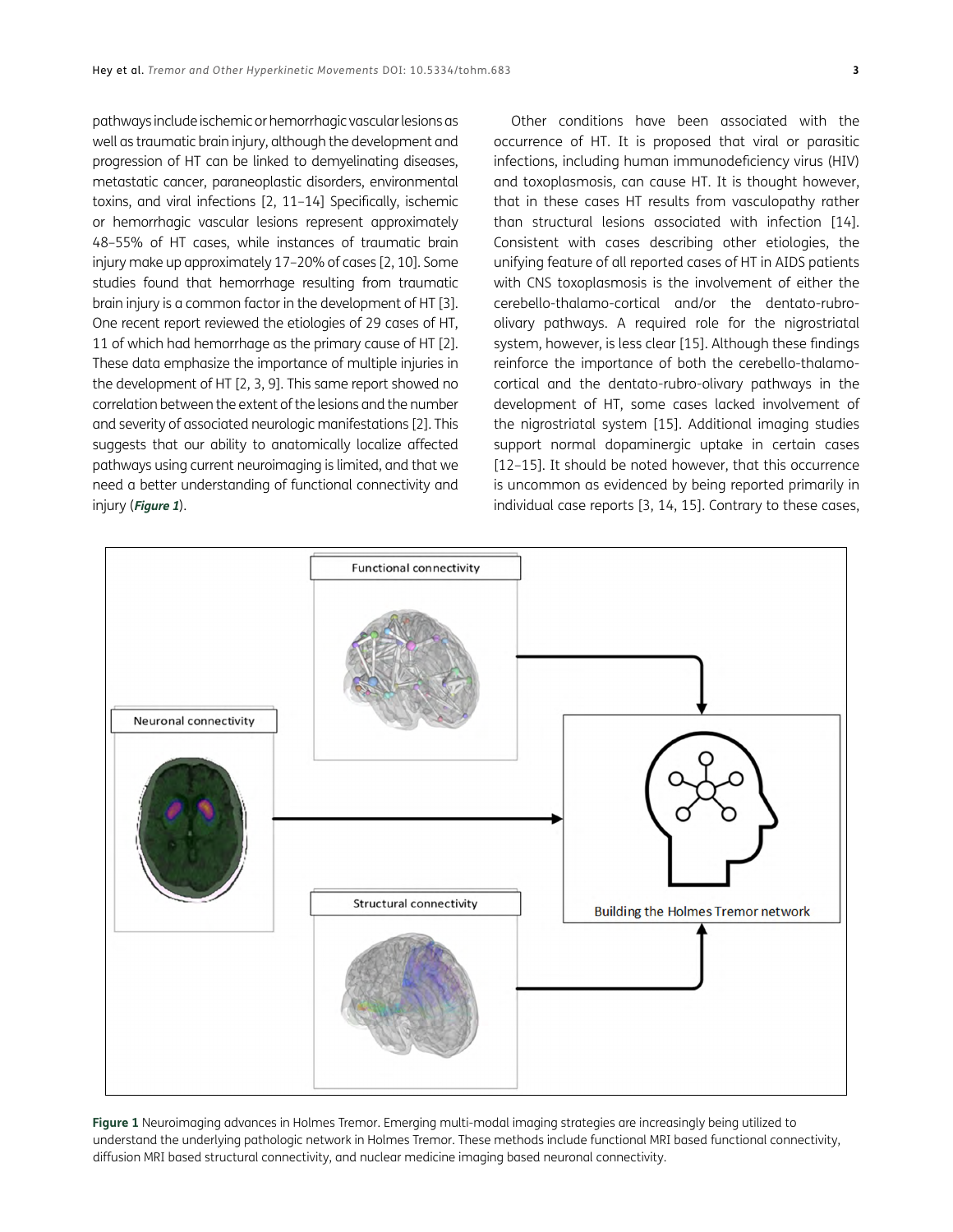pathways include ischemic or hemorrhagic vascular lesions as well as traumatic brain injury, although the development and progression of HT can be linked to demyelinating diseases, metastatic cancer, paraneoplastic disorders, environmental toxins, and viral infections [2, 11–14] Specifically, ischemic or hemorrhagic vascular lesions represent approximately 48–55% of HT cases, while instances of traumatic brain injury make up approximately 17–20% of cases [2, 10]. Some studies found that hemorrhage resulting from traumatic brain injury is a common factor in the development of HT [3]. One recent report reviewed the etiologies of 29 cases of HT, 11 of which had hemorrhage as the primary cause of HT [2]. These data emphasize the importance of multiple injuries in the development of HT [2, 3, 9]. This same report showed no correlation between the extent of the lesions and the number and severity of associated neurologic manifestations [2]. This suggests that our ability to anatomically localize affected pathways using current neuroimaging is limited, and that we need a better understanding of functional connectivity and injury (**Figure 1**).

Other conditions have been associated with the occurrence of HT. It is proposed that viral or parasitic infections, including human immunodeficiency virus (HIV) and toxoplasmosis, can cause HT. It is thought however, that in these cases HT results from vasculopathy rather than structural lesions associated with infection [14]. Consistent with cases describing other etiologies, the unifying feature of all reported cases of HT in AIDS patients with CNS toxoplasmosis is the involvement of either the cerebello-thalamo-cortical and/or the dentato-rubro-olivary pathways. A required role for the nigrostriatal system, however, is less clear [15]. Although these findings reinforce the importance of both the cerebello-thalamo-cortical and the dentato-rubro-olivary pathways in the development of HT, some cases lacked involvement of the nigrostriatal system [15]. Additional imaging studies support normal dopaminergic uptake in certain cases [12–15]. It should be noted however, that this occurrence is uncommon as evidenced by being reported primarily in individual case reports [3, 14, 15]. Contrary to these cases,

**Figure 1** Neuroimaging advances in Holmes Tremor. Emerging multi-modal imaging strategies are increasingly being utilized to understand the underlying pathologic network in Holmes Tremor. These methods include functional MRI based functional connectivity, diffusion MRI based structural connectivity, and nuclear medicine imaging based neuronal connectivity.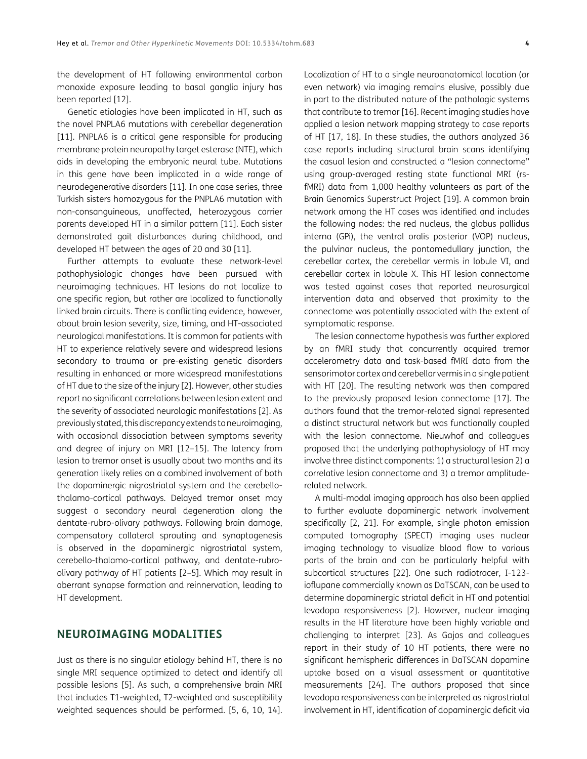the development of HT following environmental carbon monoxide exposure leading to basal ganglia injury has been reported [12].

Genetic etiologies have been implicated in HT, such as the novel PNPLA6 mutations with cerebellar degeneration [11]. PNPLA6 is a critical gene responsible for producing membrane protein neuropathy target esterase (NTE), which aids in developing the embryonic neural tube. Mutations in this gene have been implicated in a wide range of neurodegenerative disorders [11]. In one case series, three Turkish sisters homozygous for the PNPLA6 mutation with non-consanguineous, unaffected, heterozygous carrier parents developed HT in a similar pattern [11]. Each sister demonstrated gait disturbances during childhood, and developed HT between the ages of 20 and 30 [11].

Further attempts to evaluate these network-level pathophysiologic changes have been pursued with neuroimaging techniques. HT lesions do not localize to one specific region, but rather are localized to functionally linked brain circuits. There is conflicting evidence, however, about brain lesion severity, size, timing, and HT-associated neurological manifestations. It is common for patients with HT to experience relatively severe and widespread lesions secondary to trauma or pre-existing genetic disorders resulting in enhanced or more widespread manifestations of HT due to the size of the injury [2]. However, other studies report no significant correlations between lesion extent and the severity of associated neurologic manifestations [2]. As previously stated, this discrepancy extends to neuroimaging, with occasional dissociation between symptoms severity and degree of injury on MRI [12–15]. The latency from lesion to tremor onset is usually about two months and its generation likely relies on a combined involvement of both the dopaminergic nigrostriatal system and the cerebello-thalamo-cortical pathways. Delayed tremor onset may suggest a secondary neural degeneration along the dentate-rubro-olivary pathways. Following brain damage, compensatory collateral sprouting and synaptogenesis is observed in the dopaminergic nigrostriatal system, cerebello-thalamo-cortical pathway, and dentate-rubro-olivary pathway of HT patients [2–5]. Which may result in aberrant synapse formation and reinnervation, leading to HT development.

## NEUROIMAGING MODALITIES

Just as there is no singular etiology behind HT, there is no single MRI sequence optimized to detect and identify all possible lesions [5]. As such, a comprehensive brain MRI that includes T1-weighted, T2-weighted and susceptibility weighted sequences should be performed. [5, 6, 10, 14]. Localization of HT to a single neuroanatomical location (or even network) via imaging remains elusive, possibly due in part to the distributed nature of the pathologic systems that contribute to tremor [16]. Recent imaging studies have applied a lesion network mapping strategy to case reports of HT [17, 18]. In these studies, the authors analyzed 36 case reports including structural brain scans identifying the casual lesion and constructed a "lesion connectome" using group-averaged resting state functional MRI (rs-fMRI) data from 1,000 healthy volunteers as part of the Brain Genomics Superstruct Project [19]. A common brain network among the HT cases was identified and includes the following nodes: the red nucleus, the globus pallidus interna (GPi), the ventral oralis posterior (VOP) nucleus, the pulvinar nucleus, the pontomedullary junction, the cerebellar cortex, the cerebellar vermis in lobule VI, and cerebellar cortex in lobule X. This HT lesion connectome was tested against cases that reported neurosurgical intervention data and observed that proximity to the connectome was potentially associated with the extent of symptomatic response.

The lesion connectome hypothesis was further explored by an fMRI study that concurrently acquired tremor accelerometry data and task-based fMRI data from the sensorimotor cortex and cerebellar vermis in a single patient with HT [20]. The resulting network was then compared to the previously proposed lesion connectome [17]. The authors found that the tremor-related signal represented a distinct structural network but was functionally coupled with the lesion connectome. Nieuwhof and colleagues proposed that the underlying pathophysiology of HT may involve three distinct components: 1) a structural lesion 2) a correlative lesion connectome and 3) a tremor amplitude-related network.

A multi-modal imaging approach has also been applied to further evaluate dopaminergic network involvement specifically [2, 21]. For example, single photon emission computed tomography (SPECT) imaging uses nuclear imaging technology to visualize blood flow to various parts of the brain and can be particularly helpful with subcortical structures [22]. One such radiotracer, I-123-ioflupane commercially known as DaTSCAN, can be used to determine dopaminergic striatal deficit in HT and potential levodopa responsiveness [2]. However, nuclear imaging results in the HT literature have been highly variable and challenging to interpret [23]. As Gajos and colleagues report in their study of 10 HT patients, there were no significant hemispheric differences in DaTSCAN dopamine uptake based on a visual assessment or quantitative measurements [24]. The authors proposed that since levodopa responsiveness can be interpreted as nigrostriatal involvement in HT, identification of dopaminergic deficit via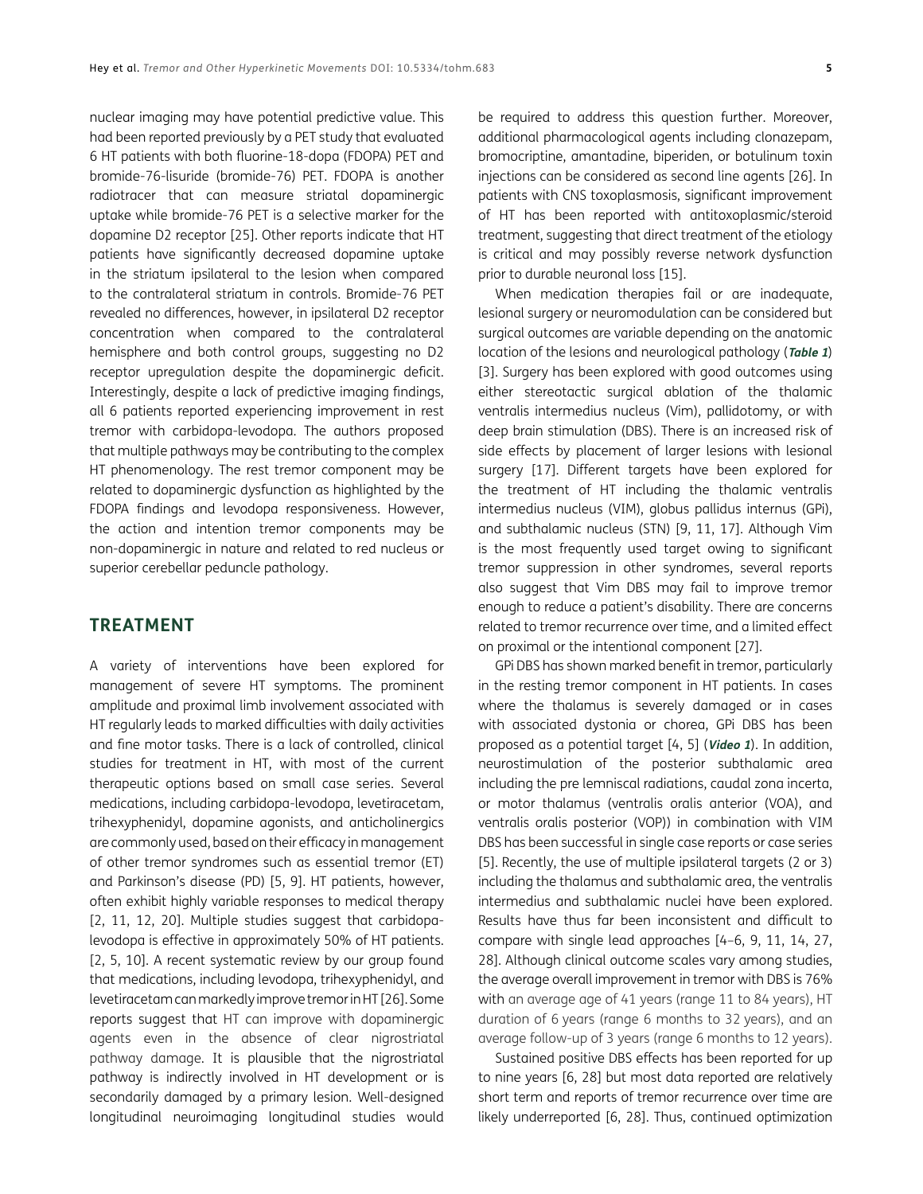nuclear imaging may have potential predictive value. This had been reported previously by a PET study that evaluated 6 HT patients with both fluorine-18-dopa (FDOPA) PET and bromide-76-lisuride (bromide-76) PET. FDOPA is another radiotracer that can measure striatal dopaminergic uptake while bromide-76 PET is a selective marker for the dopamine D2 receptor [25]. Other reports indicate that HT patients have significantly decreased dopamine uptake in the striatum ipsilateral to the lesion when compared to the contralateral striatum in controls. Bromide-76 PET revealed no differences, however, in ipsilateral D2 receptor concentration when compared to the contralateral hemisphere and both control groups, suggesting no D2 receptor upregulation despite the dopaminergic deficit. Interestingly, despite a lack of predictive imaging findings, all 6 patients reported experiencing improvement in rest tremor with carbidopa-levodopa. The authors proposed that multiple pathways may be contributing to the complex HT phenomenology. The rest tremor component may be related to dopaminergic dysfunction as highlighted by the FDOPA findings and levodopa responsiveness. However, the action and intention tremor components may be non-dopaminergic in nature and related to red nucleus or superior cerebellar peduncle pathology.

## TREATMENT

A variety of interventions have been explored for management of severe HT symptoms. The prominent amplitude and proximal limb involvement associated with HT regularly leads to marked difficulties with daily activities and fine motor tasks. There is a lack of controlled, clinical studies for treatment in HT, with most of the current therapeutic options based on small case series. Several medications, including carbidopa-levodopa, levetiracetam, trihexyphenidyl, dopamine agonists, and anticholinergics are commonly used, based on their efficacy in management of other tremor syndromes such as essential tremor (ET) and Parkinson's disease (PD) [5, 9]. HT patients, however, often exhibit highly variable responses to medical therapy [2, 11, 12, 20]. Multiple studies suggest that carbidopa-levodopa is effective in approximately 50% of HT patients. [2, 5, 10]. A recent systematic review by our group found that medications, including levodopa, trihexyphenidyl, and levetiracetam can markedly improve tremor in HT [26]. Some reports suggest that HT can improve with dopaminergic agents even in the absence of clear nigrostriatal pathway damage. It is plausible that the nigrostriatal pathway is indirectly involved in HT development or is secondarily damaged by a primary lesion. Well-designed longitudinal neuroimaging longitudinal studies would be required to address this question further. Moreover, additional pharmacological agents including clonazepam, bromocriptine, amantadine, biperiden, or botulinum toxin injections can be considered as second line agents [26]. In patients with CNS toxoplasmosis, significant improvement of HT has been reported with antitoxoplasmic/steroid treatment, suggesting that direct treatment of the etiology is critical and may possibly reverse network dysfunction prior to durable neuronal loss [15].

When medication therapies fail or are inadequate, lesional surgery or neuromodulation can be considered but surgical outcomes are variable depending on the anatomic location of the lesions and neurological pathology (***Table 1***) [3]. Surgery has been explored with good outcomes using either stereotactic surgical ablation of the thalamic ventralis intermedius nucleus (Vim), pallidotomy, or with deep brain stimulation (DBS). There is an increased risk of side effects by placement of larger lesions with lesional surgery [17]. Different targets have been explored for the treatment of HT including the thalamic ventralis intermedius nucleus (VIM), globus pallidus internus (GPi), and subthalamic nucleus (STN) [9, 11, 17]. Although Vim is the most frequently used target owing to significant tremor suppression in other syndromes, several reports also suggest that Vim DBS may fail to improve tremor enough to reduce a patient's disability. There are concerns related to tremor recurrence over time, and a limited effect on proximal or the intentional component [27].

GPi DBS has shown marked benefit in tremor, particularly in the resting tremor component in HT patients. In cases where the thalamus is severely damaged or in cases with associated dystonia or chorea, GPi DBS has been proposed as a potential target [4, 5] (***Video 1***). In addition, neurostimulation of the posterior subthalamic area including the pre lemniscal radiations, caudal zona incerta, or motor thalamus (ventralis oralis anterior (VOA), and ventralis oralis posterior (VOP)) in combination with VIM DBS has been successful in single case reports or case series [5]. Recently, the use of multiple ipsilateral targets (2 or 3) including the thalamus and subthalamic area, the ventralis intermedius and subthalamic nuclei have been explored. Results have thus far been inconsistent and difficult to compare with single lead approaches [4–6, 9, 11, 14, 27, 28]. Although clinical outcome scales vary among studies, the average overall improvement in tremor with DBS is 76% with an average age of 41 years (range 11 to 84 years), HT duration of 6 years (range 6 months to 32 years), and an average follow-up of 3 years (range 6 months to 12 years).

Sustained positive DBS effects has been reported for up to nine years [6, 28] but most data reported are relatively short term and reports of tremor recurrence over time are likely underreported [6, 28]. Thus, continued optimization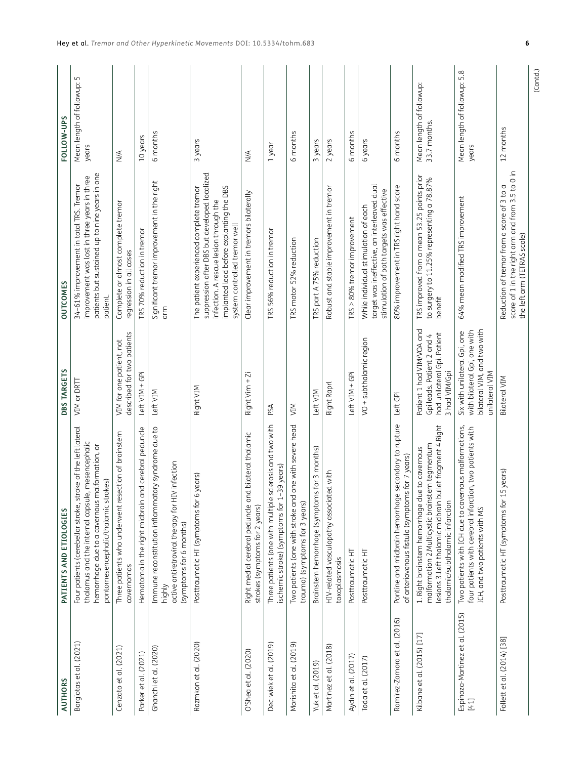| AUTHORS | PATIENTS AND ETIOLOGIES | DBS TARGETS | OUTCOMES | FOLLOW-UPS |
|---|---|---|---|---|
| Bargiotas et al. (2021) | Four patients (cerebellar stroke, stroke of the left lateral thalamus and the internal capsule, mesencephalic hemorrhage due to a cavernous malformation, or pontomesencephalic/thalamic strokes) | VIM or DRTT | 34–61% improvement in total TRS. Tremor improvement was lost in three years in three patients but sustained up to nine years in one patient. | Mean length of followup: 5 years |
| Cenzato et al. (2021) | Three patients who underwent resection of brainstem cavernomas | VIM for one patient, not described for two patients | Complete or almost complete tremor regression in all cases | N/A |
| Parker et al. (2021) | Hematoma in the right midbrain and cerebral peduncle | Left VIM + GPi | TRS 70% reduction in tremor | 10 years |
| Ghanchi et al. (2020) | Immune reconstitution inflammatory syndrome due to highly active antiretroviral therapy for HIV infection (symptoms for 6 months) | Left VIM | Significant tremor improvement in the right arm | 6 months |
| Razmkon et al. (2020) | Posttraumatic HT (symptoms for 6 years) | Right VIM | The patient experienced complete tremor suppression after DBS but developed localized infection. A rescue lesion through the implanted lead before explanting the DBS system controlled tremor well | 3 years |
| O'Shea et al. (2020) | Right medial cerebral peduncle and bilateral thalamic strokes (symptoms for 2 years) | Right Vim + Zi | Clear improvement in tremors bilaterally | N/A |
| Dec-wiek et al. (2019) | Three patients (one with multiple sclerosis and two with ischemic stroke) (symptoms for 1–39 years) | PSA | TRS 56% reduction in tremor | 1 year |
| Morishita et al. (2019) | Two patients (one with stroke and one with severe head trauma) (symptoms for 3 years) | VIM | TRS motor 52% reduction | 6 months |
| Yuk et al. (2019) | Brainstem hemorrhage (symptoms for 3 months) | Left VIM | TRS part A 75% reduction | 3 years |
| Martinez et al. (2018) | HIV-related vasculopathy associated with toxoplasmosis | Right Raprl | Robust and stable improvement in tremor | 2 years |
| Aydin et al. (2017) | Posttraumatic HT | Left VIM + GPi | TRS > 80% tremor improvement | 6 months |
| Toda et al. (2017) | Posttraumatic HT | VO + subthalamic region | While individual stimulation of each target was ineffective, an interleaved dual stimulation of both targets was effective | 6 years |
| Ramirez-Zamora et al. (2016) | Pontine and midbrain hemorrhage secondary to rupture of arteriovenous fistula (symptoms for 7 years) | Left GPi | 80% improvement in TRS right hand score | 6 months |
| Kilbane et al. (2015) [17] | 1. Right brainstem hemorrhage due to cavernous malformation 2.Multicystic brainstem tegmentum lesions 3.Left thalamic midbrain bullet fragment 4.Right thalamic/subthalamic infarction | Patient 1 had VIM/VOA and Gpi leads. Patient 2 and 4 had unilateral Gpi. Patient 3 had VIM/Gpi | TRS improved from a mean 53.25 points prior to surgery to 11.25% representing a 78.87% benefit | Mean length of followup: 33.7 months. |
| Espinoza-Martinez et al. (2015) [41] | Two patients with ICH due to cavernous malformations, four patients with cerebral infarction, two patients with ICH, and two patients with MS | Six with unilateral Gpi, one with bilateral Gpi, one with bilateral VIM, and two with unilateral VIM | 64% mean modified TRS improvement | Mean length of followup: 5.8 years |
| Follett et al. (2014) [38] | Posttraumatic HT (symptoms for 15 years) | Bilateral VIM | Reduction of tremor from a score of 3 to a score of 1 in the right arm and from 3.5 to 0 in the left arm (TETRAS scale) | 12 months |

(Contd.)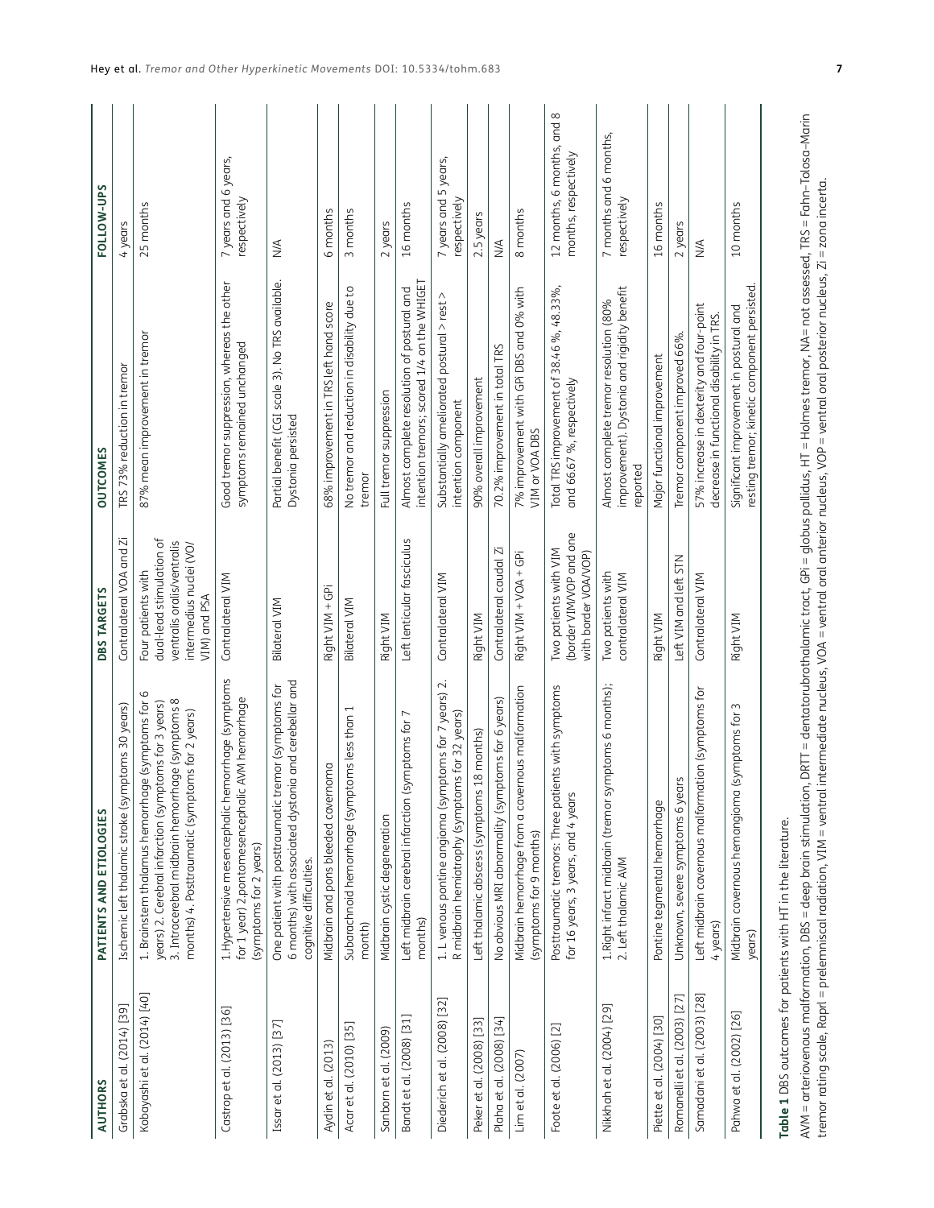| AUTHORS | PATIENTS AND ETIOLOGIES | DBS TARGETS | OUTCOMES | FOLLOW-UPS |
|---|---|---|---|---|
| Grabska et al. (2014) [39] | Ischemic left thalamic stroke (symptoms 30 years) | Contralateral VOA and Zi | TRS 73% reduction in tremor | 4 years |
| Kobayashi et al. (2014) [40] | 1. Brainstem thalamus hemorrhage (symptoms for 6 years) 2. Cerebral infarction (symptoms for 3 years) 3. Intracerebral midbrain hemorrhage (symptoms 8 months) 4. Posttraumatic (symptoms for 2 years) | Four patients with dual-lead stimulation of ventralis oralis/ventralis intermedius nuclei (VO/VIM) and PSA | 87% mean improvement in tremor | 25 months |
| Castrop et al. (2013) [36] | 1.Hypertensive mesencephalic hemorrhage (symptoms for 1 year) 2.pontomesencephalic AVM hemorrhage (symptoms for 2 years) | Contralateral VIM | Good tremor suppression, whereas the other symptoms remained unchanged | 7 years and 6 years, respectively |
| Issar et al. (2013) [37] | One patient with posttraumatic tremor (symptoms for 6 months) with associated dystonia and cerebellar and cognitive difficulties. | Bilateral VIM | Partial benefit (CGI scale 3). No TRS available. Dystonia persisted | N/A |
| Aydin et al. (2013) | Midbrain and pons bleeded cavernoma | Right VIM + GPi | 68% improvement in TRS left hand score | 6 months |
| Acar et al. (2010) [35] | Subarachnoid hemorrhage (symptoms less than 1 month) | Bilateral VIM | No tremor and reduction in disability due to tremor | 3 months |
| Sanborn et al. (2009) | Midbrain cystic degeneration | Right VIM | Full tremor suppression | 2 years |
| Bandt et al. (2008) [31] | Left midbrain cerebral infarction (symptoms for 7 months) | Left lenticular fasciculus | Almost complete resolution of postural and intention tremors; scored 1/4 on the WHIGET | 16 months |
| Diederich et al. (2008) [32] | 1. L venous pontine angioma (symptoms for 7 years) 2. R midbrain hemiatrophy (symptoms for 32 years) | Contralateral VIM | Substantially ameliorated postural > rest > intention component | 7 years and 5 years, respectively |
| Peker et al. (2008) [33] | Left thalamic abscess (symptoms 18 months) | Right VIM | 90% overall improvement | 2.5 years |
| Plaha et al. (2008) [34] | No obvious MRI abnormality (symptoms for 6 years) | Contralateral caudal Zi | 70.2% improvement in total TRS | N/A |
| Lim et al. (2007) | Midbrain hemorrhage from a cavernous malformation (symptoms for 9 months) | Right VIM + VOA + GPi | 7% improvement with GPi DBS and 0% with VIM or VOA DBS | 8 months |
| Foote et al. (2006) [2] | Posttraumatic tremors: Three patients with symptoms for 16 years, 3 years, and 4 years | Two patients with VIM (border VIM/VOP and one with border VOA/VOP) | Total TRS improvement of 38.46 %, 48.33%, and 66.67 %, respectively | 12 months, 6 months, and 8 months, respectively |
| Nikkhah et al. (2004) [29] | 1.Right infarct midbrain (tremor symptoms 6 months); 2. Left thalamic AVM | Two patients with contralateral VIM | Almost complete tremor resolution (80% improvement). Dystonia and rigidity benefit reported | 7 months and 6 months, respectively |
| Piette et al. (2004) [30] | Pontine tegmental hemorrhage | Right VIM | Major functional improvement | 16 months |
| Romanelli et al. (2003) [27] | Unknown, severe symptoms 6 years | Left VIM and left STN | Tremor component improved 66%. | 2 years |
| Samadani et al. (2003) [28] | Left midbrain cavernous malformation (symptoms for 4 years) | Contralateral VIM | 57% increase in dexterity and four-point decrease in functional disability in TRS. | N/A |
| Pahwa et al. (2002) [26] | Midbrain cavernous hemangioma (symptoms for 3 years) | Right VIM | Significant improvement in postural and resting tremor; kinetic component persisted. | 10 months |

**Table 1** DBS outcomes for patients with HT in the literature.

AVM = arteriovenous malformation, DBS = deep brain stimulation, DRTT = dentatorubrothalamic tract, GPi = globus pallidus, HT = Holmes tremor, NA= not assessed, TRS = Fahn–Tolosa–Marin tremor rating scale, Raprl = prelemniscal radiation, VIM = ventral intermediate nucleus, VOA = ventral oral anterior nucleus, VOP = ventral oral posterior nucleus, Zi = zona incerta.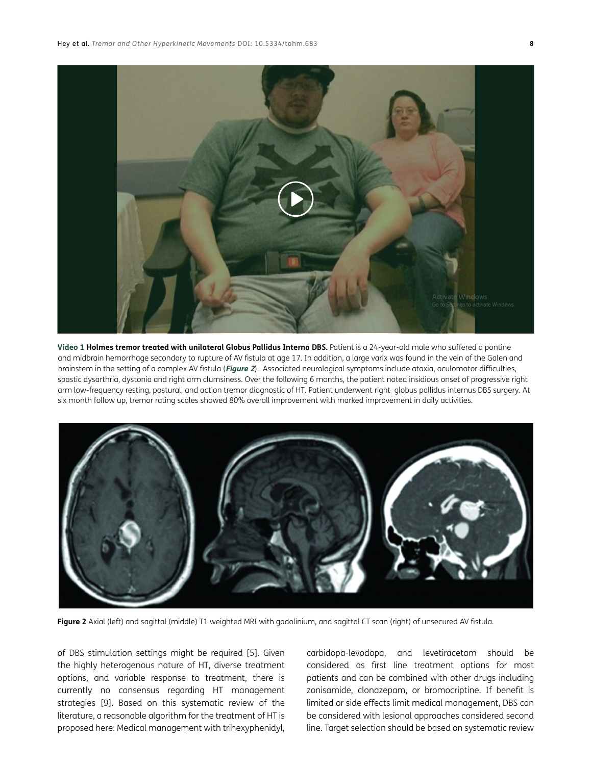**Video 1 Holmes tremor treated with unilateral Globus Pallidus Interna DBS.** Patient is a 24-year-old male who suffered a pontine and midbrain hemorrhage secondary to rupture of AV fistula at age 17. In addition, a large varix was found in the vein of the Galen and brainstem in the setting of a complex AV fistula (***Figure 2***). Associated neurological symptoms include ataxia, oculomotor difficulties, spastic dysarthria, dystonia and right arm clumsiness. Over the following 6 months, the patient noted insidious onset of progressive right arm low-frequency resting, postural, and action tremor diagnostic of HT. Patient underwent right globus pallidus internus DBS surgery. At six month follow up, tremor rating scales showed 80% overall improvement with marked improvement in daily activities.

**Figure 2** Axial (left) and sagittal (middle) T1 weighted MRI with gadolinium, and sagittal CT scan (right) of unsecured AV fistula.

of DBS stimulation settings might be required [5]. Given the highly heterogenous nature of HT, diverse treatment options, and variable response to treatment, there is currently no consensus regarding HT management strategies [9]. Based on this systematic review of the literature, a reasonable algorithm for the treatment of HT is proposed here: Medical management with trihexyphenidyl, carbidopa-levodopa, and levetiracetam should be considered as first line treatment options for most patients and can be combined with other drugs including zonisamide, clonazepam, or bromocriptine. If benefit is limited or side effects limit medical management, DBS can be considered with lesional approaches considered second line. Target selection should be based on systematic review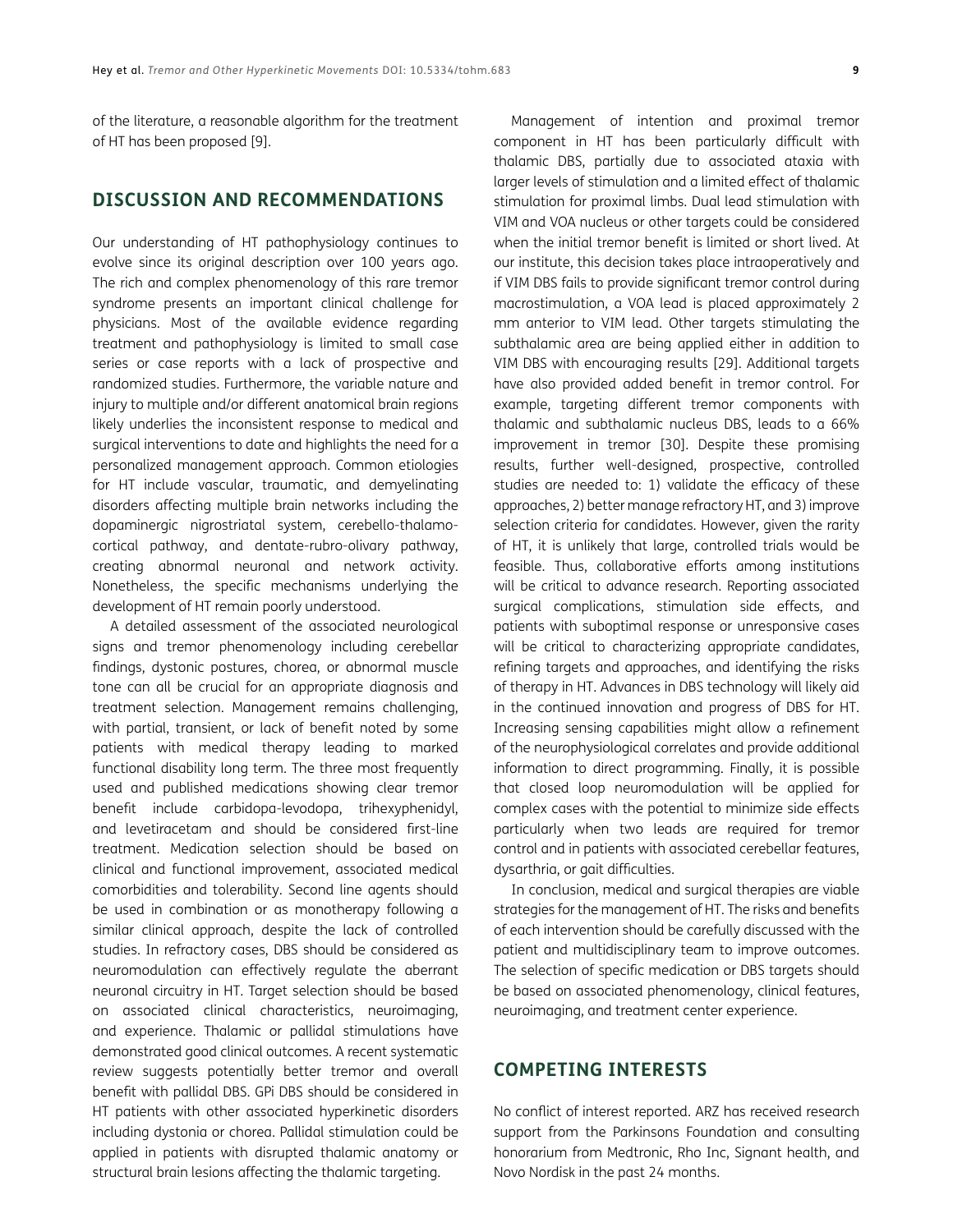of the literature, a reasonable algorithm for the treatment of HT has been proposed [9].

## DISCUSSION AND RECOMMENDATIONS

Our understanding of HT pathophysiology continues to evolve since its original description over 100 years ago. The rich and complex phenomenology of this rare tremor syndrome presents an important clinical challenge for physicians. Most of the available evidence regarding treatment and pathophysiology is limited to small case series or case reports with a lack of prospective and randomized studies. Furthermore, the variable nature and injury to multiple and/or different anatomical brain regions likely underlies the inconsistent response to medical and surgical interventions to date and highlights the need for a personalized management approach. Common etiologies for HT include vascular, traumatic, and demyelinating disorders affecting multiple brain networks including the dopaminergic nigrostriatal system, cerebello-thalamo-cortical pathway, and dentate-rubro-olivary pathway, creating abnormal neuronal and network activity. Nonetheless, the specific mechanisms underlying the development of HT remain poorly understood.

A detailed assessment of the associated neurological signs and tremor phenomenology including cerebellar findings, dystonic postures, chorea, or abnormal muscle tone can all be crucial for an appropriate diagnosis and treatment selection. Management remains challenging, with partial, transient, or lack of benefit noted by some patients with medical therapy leading to marked functional disability long term. The three most frequently used and published medications showing clear tremor benefit include carbidopa-levodopa, trihexyphenidyl, and levetiracetam and should be considered first-line treatment. Medication selection should be based on clinical and functional improvement, associated medical comorbidities and tolerability. Second line agents should be used in combination or as monotherapy following a similar clinical approach, despite the lack of controlled studies. In refractory cases, DBS should be considered as neuromodulation can effectively regulate the aberrant neuronal circuitry in HT. Target selection should be based on associated clinical characteristics, neuroimaging, and experience. Thalamic or pallidal stimulations have demonstrated good clinical outcomes. A recent systematic review suggests potentially better tremor and overall benefit with pallidal DBS. GPi DBS should be considered in HT patients with other associated hyperkinetic disorders including dystonia or chorea. Pallidal stimulation could be applied in patients with disrupted thalamic anatomy or structural brain lesions affecting the thalamic targeting.

Management of intention and proximal tremor component in HT has been particularly difficult with thalamic DBS, partially due to associated ataxia with larger levels of stimulation and a limited effect of thalamic stimulation for proximal limbs. Dual lead stimulation with VIM and VOA nucleus or other targets could be considered when the initial tremor benefit is limited or short lived. At our institute, this decision takes place intraoperatively and if VIM DBS fails to provide significant tremor control during macrostimulation, a VOA lead is placed approximately 2 mm anterior to VIM lead. Other targets stimulating the subthalamic area are being applied either in addition to VIM DBS with encouraging results [29]. Additional targets have also provided added benefit in tremor control. For example, targeting different tremor components with thalamic and subthalamic nucleus DBS, leads to a 66% improvement in tremor [30]. Despite these promising results, further well-designed, prospective, controlled studies are needed to: 1) validate the efficacy of these approaches, 2) better manage refractory HT, and 3) improve selection criteria for candidates. However, given the rarity of HT, it is unlikely that large, controlled trials would be feasible. Thus, collaborative efforts among institutions will be critical to advance research. Reporting associated surgical complications, stimulation side effects, and patients with suboptimal response or unresponsive cases will be critical to characterizing appropriate candidates, refining targets and approaches, and identifying the risks of therapy in HT. Advances in DBS technology will likely aid in the continued innovation and progress of DBS for HT. Increasing sensing capabilities might allow a refinement of the neurophysiological correlates and provide additional information to direct programming. Finally, it is possible that closed loop neuromodulation will be applied for complex cases with the potential to minimize side effects particularly when two leads are required for tremor control and in patients with associated cerebellar features, dysarthria, or gait difficulties.

In conclusion, medical and surgical therapies are viable strategies for the management of HT. The risks and benefits of each intervention should be carefully discussed with the patient and multidisciplinary team to improve outcomes. The selection of specific medication or DBS targets should be based on associated phenomenology, clinical features, neuroimaging, and treatment center experience.

## COMPETING INTERESTS

No conflict of interest reported. ARZ has received research support from the Parkinsons Foundation and consulting honorarium from Medtronic, Rho Inc, Signant health, and Novo Nordisk in the past 24 months.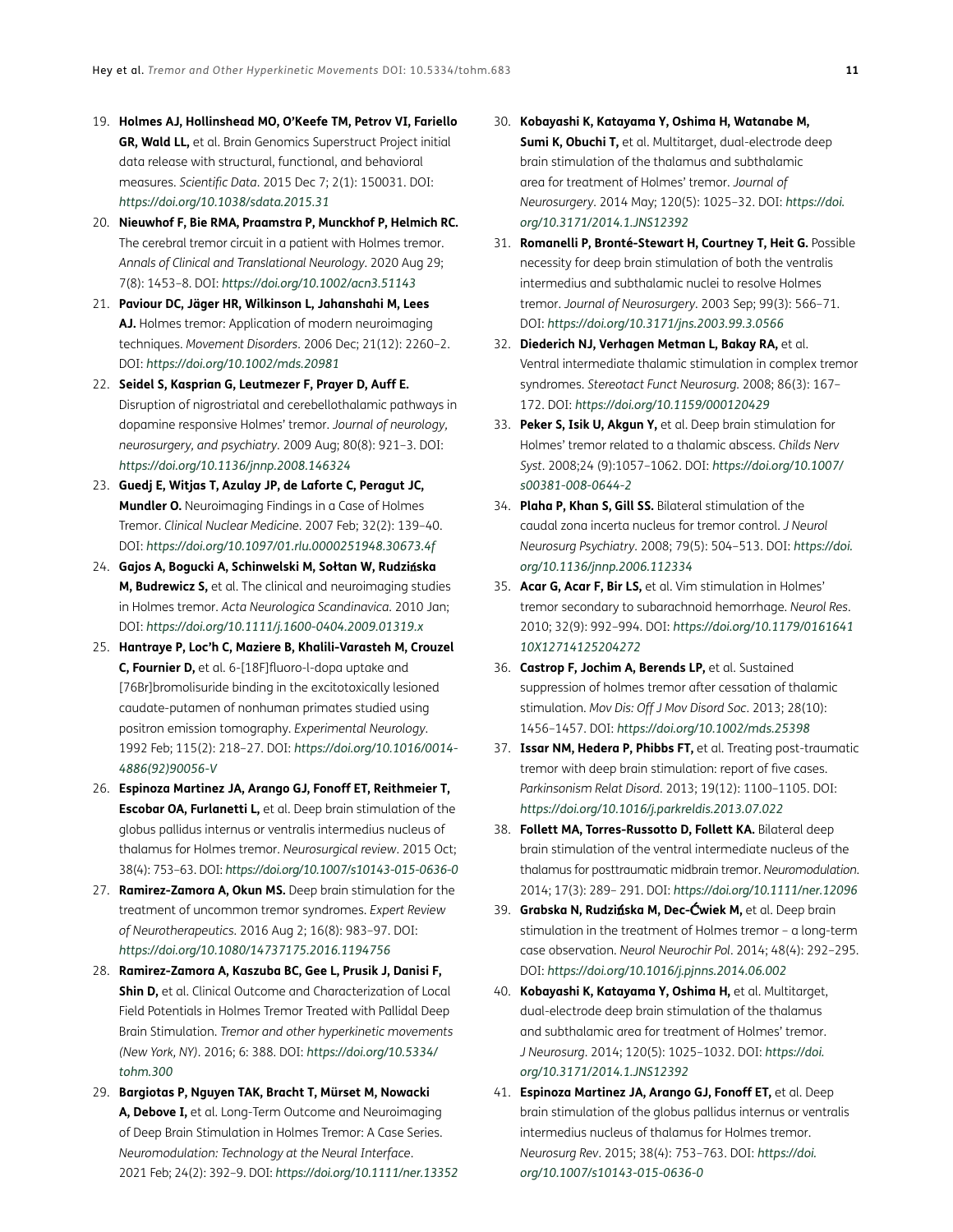19. **Holmes AJ, Hollinshead MO, O'Keefe TM, Petrov VI, Fariello GR, Wald LL,** et al. Brain Genomics Superstruct Project initial data release with structural, functional, and behavioral measures. *Scientific Data*. 2015 Dec 7; 2(1): 150031. DOI: *https://doi.org/10.1038/sdata.2015.31*
20. **Nieuwhof F, Bie RMA, Praamstra P, Munckhof P, Helmich RC.** The cerebral tremor circuit in a patient with Holmes tremor. *Annals of Clinical and Translational Neurology*. 2020 Aug 29; 7(8): 1453–8. DOI: *https://doi.org/10.1002/acn3.51143*
21. **Paviour DC, Jäger HR, Wilkinson L, Jahanshahi M, Lees AJ.** Holmes tremor: Application of modern neuroimaging techniques. *Movement Disorders*. 2006 Dec; 21(12): 2260–2. DOI: *https://doi.org/10.1002/mds.20981*
22. **Seidel S, Kasprian G, Leutmezer F, Prayer D, Auff E.** Disruption of nigrostriatal and cerebellothalamic pathways in dopamine responsive Holmes' tremor. *Journal of neurology, neurosurgery, and psychiatry*. 2009 Aug; 80(8): 921–3. DOI: *https://doi.org/10.1136/jnnp.2008.146324*
23. **Guedj E, Witjas T, Azulay JP, de Laforte C, Peragut JC, Mundler O.** Neuroimaging Findings in a Case of Holmes Tremor. *Clinical Nuclear Medicine*. 2007 Feb; 32(2): 139–40. DOI: *https://doi.org/10.1097/01.rlu.0000251948.30673.4f*
24. **Gajos A, Bogucki A, Schinwelski M, Sołtan W, Rudzińska M, Budrewicz S,** et al. The clinical and neuroimaging studies in Holmes tremor. *Acta Neurologica Scandinavica*. 2010 Jan; DOI: *https://doi.org/10.1111/j.1600-0404.2009.01319.x*
25. **Hantraye P, Loc'h C, Maziere B, Khalili-Varasteh M, Crouzel C, Fournier D,** et al. 6-[18F]fluoro-l-dopa uptake and [76Br]bromolisuride binding in the excitotoxically lesioned caudate-putamen of nonhuman primates studied using positron emission tomography. *Experimental Neurology*. 1992 Feb; 115(2): 218–27. DOI: *https://doi.org/10.1016/0014-4886(92)90056-V*
26. **Espinoza Martinez JA, Arango GJ, Fonoff ET, Reithmeier T, Escobar OA, Furlanetti L,** et al. Deep brain stimulation of the globus pallidus internus or ventralis intermedius nucleus of thalamus for Holmes tremor. *Neurosurgical review*. 2015 Oct; 38(4): 753–63. DOI: *https://doi.org/10.1007/s10143-015-0636-0*
27. **Ramirez-Zamora A, Okun MS.** Deep brain stimulation for the treatment of uncommon tremor syndromes. *Expert Review of Neurotherapeutics*. 2016 Aug 2; 16(8): 983–97. DOI: *https://doi.org/10.1080/14737175.2016.1194756*
28. **Ramirez-Zamora A, Kaszuba BC, Gee L, Prusik J, Danisi F, Shin D,** et al. Clinical Outcome and Characterization of Local Field Potentials in Holmes Tremor Treated with Pallidal Deep Brain Stimulation. *Tremor and other hyperkinetic movements (New York, NY)*. 2016; 6: 388. DOI: *https://doi.org/10.5334/tohm.300*
29. **Bargiotas P, Nguyen TAK, Bracht T, Mürset M, Nowacki A, Debove I,** et al. Long-Term Outcome and Neuroimaging of Deep Brain Stimulation in Holmes Tremor: A Case Series. *Neuromodulation: Technology at the Neural Interface*. 2021 Feb; 24(2): 392–9. DOI: *https://doi.org/10.1111/ner.13352*
30. **Kobayashi K, Katayama Y, Oshima H, Watanabe M, Sumi K, Obuchi T,** et al. Multitarget, dual-electrode deep brain stimulation of the thalamus and subthalamic area for treatment of Holmes' tremor. *Journal of Neurosurgery*. 2014 May; 120(5): 1025–32. DOI: *https://doi.org/10.3171/2014.1.JNS12392*
31. **Romanelli P, Bronté-Stewart H, Courtney T, Heit G.** Possible necessity for deep brain stimulation of both the ventralis intermedius and subthalamic nuclei to resolve Holmes tremor. *Journal of Neurosurgery*. 2003 Sep; 99(3): 566–71. DOI: *https://doi.org/10.3171/jns.2003.99.3.0566*
32. **Diederich NJ, Verhagen Metman L, Bakay RA,** et al. Ventral intermediate thalamic stimulation in complex tremor syndromes. *Stereotact Funct Neurosurg*. 2008; 86(3): 167–172. DOI: *https://doi.org/10.1159/000120429*
33. **Peker S, Isik U, Akgun Y,** et al. Deep brain stimulation for Holmes' tremor related to a thalamic abscess. *Childs Nerv Syst*. 2008;24 (9):1057–1062. DOI: *https://doi.org/10.1007/s00381-008-0644-2*
34. **Plaha P, Khan S, Gill SS.** Bilateral stimulation of the caudal zona incerta nucleus for tremor control. *J Neurol Neurosurg Psychiatry*. 2008; 79(5): 504–513. DOI: *https://doi.org/10.1136/jnnp.2006.112334*
35. **Acar G, Acar F, Bir LS,** et al. Vim stimulation in Holmes' tremor secondary to subarachnoid hemorrhage. *Neurol Res*. 2010; 32(9): 992–994. DOI: *https://doi.org/10.1179/016164110X12714125204272*
36. **Castrop F, Jochim A, Berends LP,** et al. Sustained suppression of holmes tremor after cessation of thalamic stimulation. *Mov Dis: Off J Mov Disord Soc*. 2013; 28(10): 1456–1457. DOI: *https://doi.org/10.1002/mds.25398*
37. **Issar NM, Hedera P, Phibbs FT,** et al. Treating post-traumatic tremor with deep brain stimulation: report of five cases. *Parkinsonism Relat Disord*. 2013; 19(12): 1100–1105. DOI: *https://doi.org/10.1016/j.parkreldis.2013.07.022*
38. **Follett MA, Torres-Russotto D, Follett KA.** Bilateral deep brain stimulation of the ventral intermediate nucleus of the thalamus for posttraumatic midbrain tremor. *Neuromodulation*. 2014; 17(3): 289– 291. DOI: *https://doi.org/10.1111/ner.12096*
39. **Grabska N, Rudzińska M, Dec-Ćwiek M,** et al. Deep brain stimulation in the treatment of Holmes tremor – a long-term case observation. *Neurol Neurochir Pol*. 2014; 48(4): 292–295. DOI: *https://doi.org/10.1016/j.pjnns.2014.06.002*
40. **Kobayashi K, Katayama Y, Oshima H,** et al. Multitarget, dual-electrode deep brain stimulation of the thalamus and subthalamic area for treatment of Holmes' tremor. *J Neurosurg*. 2014; 120(5): 1025–1032. DOI: *https://doi.org/10.3171/2014.1.JNS12392*
41. **Espinoza Martinez JA, Arango GJ, Fonoff ET,** et al. Deep brain stimulation of the globus pallidus internus or ventralis intermedius nucleus of thalamus for Holmes tremor. *Neurosurg Rev*. 2015; 38(4): 753–763. DOI: *https://doi.org/10.1007/s10143-015-0636-0*